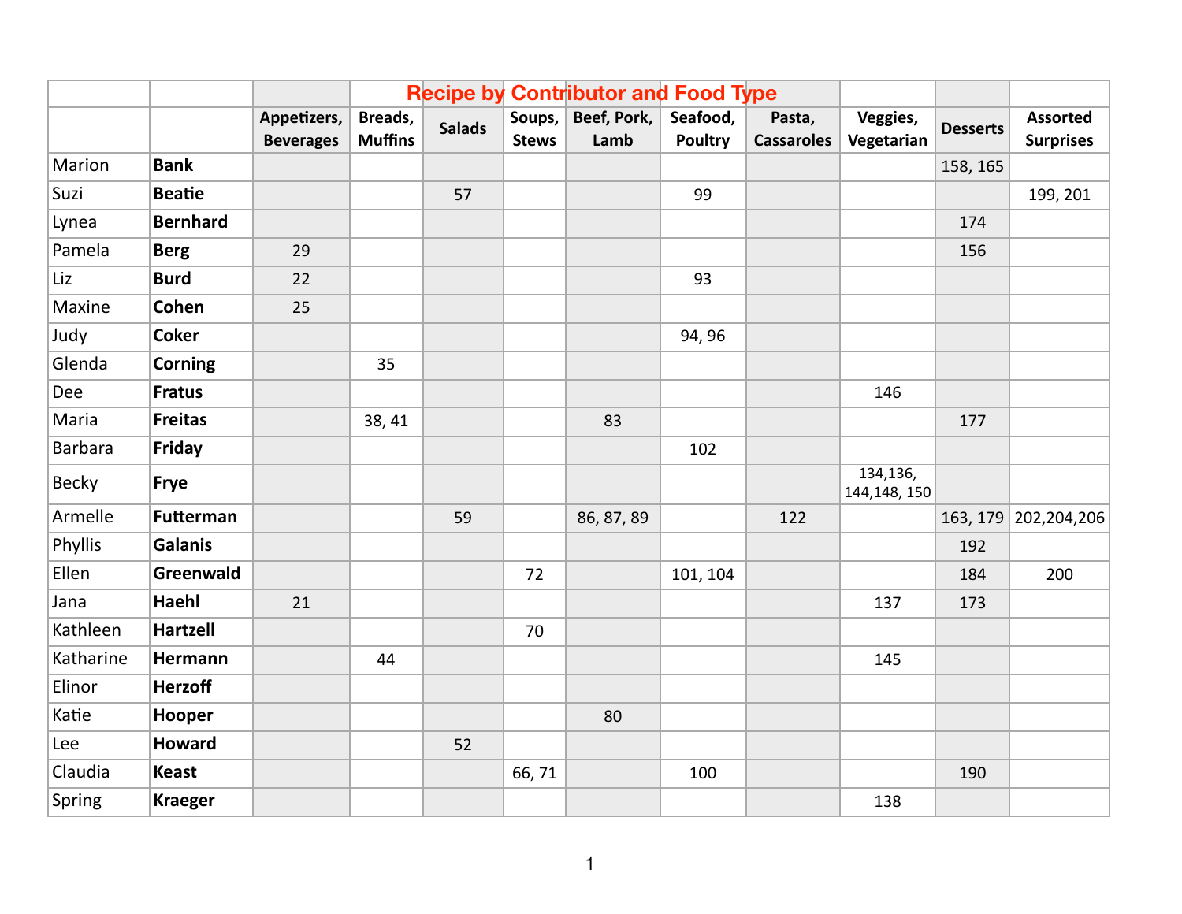# Recipe by Contributor and Food Type

| | | Appetizers, Beverages | Breads, Muffins | Salads | Soups, Stews | Beef, Pork, Lamb | Seafood, Poultry | Pasta, Casseroles | Veggies, Vegetarian | Desserts | Assorted Surprises |
|---|---|---|---|---|---|---|---|---|---|---|---|
| Marion | **Bank** | | | | | | | | | 158, 165 | |
| Suzi | **Beatie** | | | 57 | | | 99 | | | | 199, 201 |
| Lynea | **Bernhard** | | | | | | | | | 174 | |
| Pamela | **Berg** | 29 | | | | | | | | 156 | |
| Liz | **Burd** | 22 | | | | | 93 | | | | |
| Maxine | **Cohen** | 25 | | | | | | | | | |
| Judy | **Coker** | | | | | | 94, 96 | | | | |
| Glenda | **Corning** | | 35 | | | | | | | | |
| Dee | **Fratus** | | | | | | | | 146 | | |
| Maria | **Freitas** | | 38, 41 | | | 83 | | | | 177 | |
| Barbara | **Friday** | | | | | | 102 | | | | |
| Becky | **Frye** | | | | | | | | 134,136, 144,148, 150 | | |
| Armelle | **Futterman** | | | 59 | | 86, 87, 89 | | 122 | | 163, 179 | 202,204,206 |
| Phyllis | **Galanis** | | | | | | | | | 192 | |
| Ellen | **Greenwald** | | | | 72 | | 101, 104 | | | 184 | 200 |
| Jana | **Haehl** | 21 | | | | | | | 137 | 173 | |
| Kathleen | **Hartzell** | | | | 70 | | | | | | |
| Katharine | **Hermann** | | 44 | | | | | | 145 | | |
| Elinor | **Herzoff** | | | | | | | | | | |
| Katie | **Hooper** | | | | | 80 | | | | | |
| Lee | **Howard** | | | 52 | | | | | | | |
| Claudia | **Keast** | | | | 66, 71 | | 100 | | | 190 | |
| Spring | **Kraeger** | | | | | | | | 138 | | |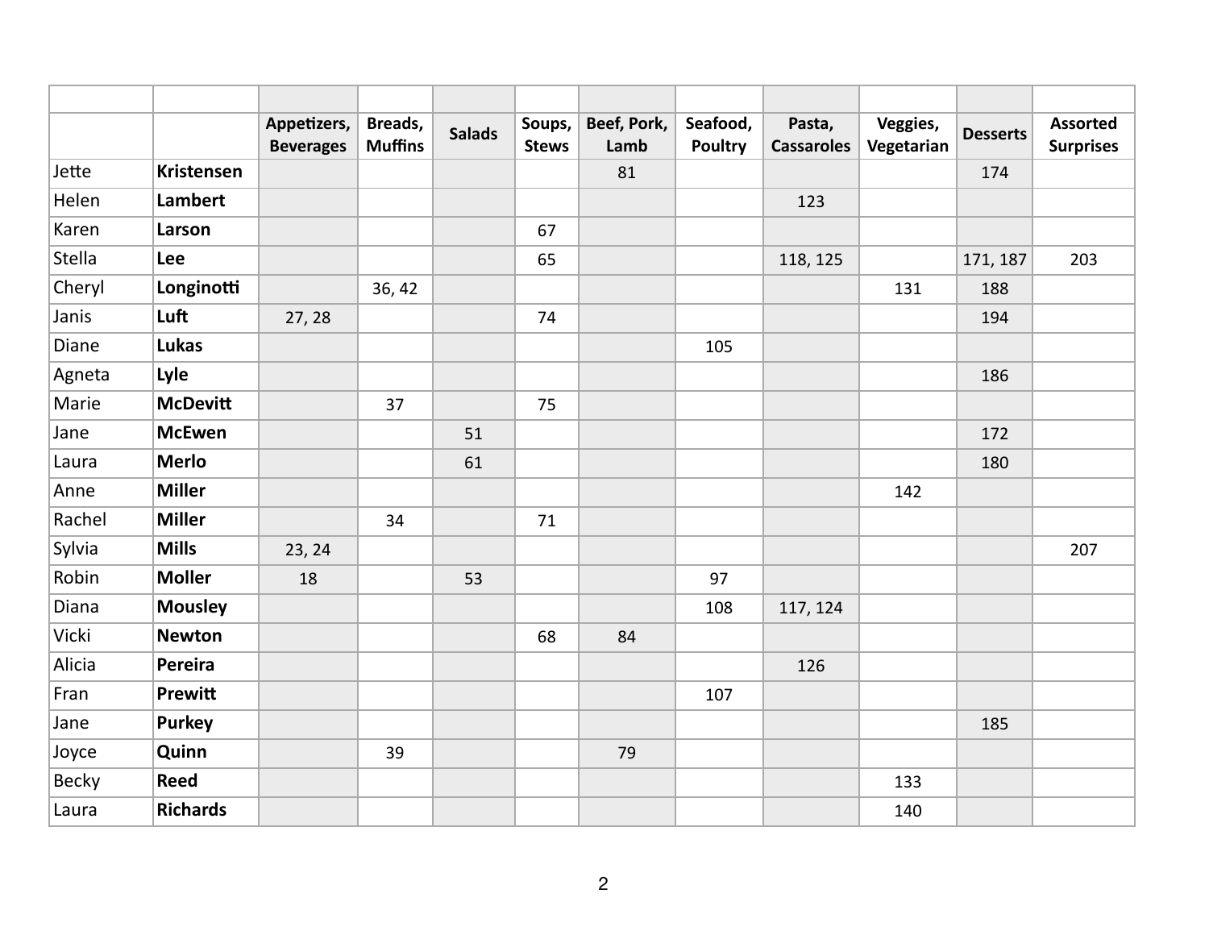| | | Appetizers, Beverages | Breads, Muffins | Salads | Soups, Stews | Beef, Pork, Lamb | Seafood, Poultry | Pasta, Casseroles | Veggies, Vegetarian | Desserts | Assorted Surprises |
|---|---|---|---|---|---|---|---|---|---|---|---|
| Jette | **Kristensen** | | | | | 81 | | | | 174 | |
| Helen | **Lambert** | | | | | | | 123 | | | |
| Karen | **Larson** | | | | 67 | | | | | | |
| Stella | **Lee** | | | | 65 | | | 118, 125 | | 171, 187 | 203 |
| Cheryl | **Longinotti** | | 36, 42 | | | | | | 131 | 188 | |
| Janis | **Luft** | 27, 28 | | | 74 | | | | | 194 | |
| Diane | **Lukas** | | | | | | 105 | | | | |
| Agneta | **Lyle** | | | | | | | | | 186 | |
| Marie | **McDevitt** | | 37 | | 75 | | | | | | |
| Jane | **McEwen** | | | 51 | | | | | | 172 | |
| Laura | **Merlo** | | | 61 | | | | | | 180 | |
| Anne | **Miller** | | | | | | | | 142 | | |
| Rachel | **Miller** | | 34 | | 71 | | | | | | |
| Sylvia | **Mills** | 23, 24 | | | | | | | | | 207 |
| Robin | **Moller** | 18 | | 53 | | | 97 | | | | |
| Diana | **Mousley** | | | | | | 108 | 117, 124 | | | |
| Vicki | **Newton** | | | | 68 | 84 | | | | | |
| Alicia | **Pereira** | | | | | | | 126 | | | |
| Fran | **Prewitt** | | | | | | 107 | | | | |
| Jane | **Purkey** | | | | | | | | | 185 | |
| Joyce | **Quinn** | | 39 | | | 79 | | | | | |
| Becky | **Reed** | | | | | | | | 133 | | |
| Laura | **Richards** | | | | | | | | 140 | | |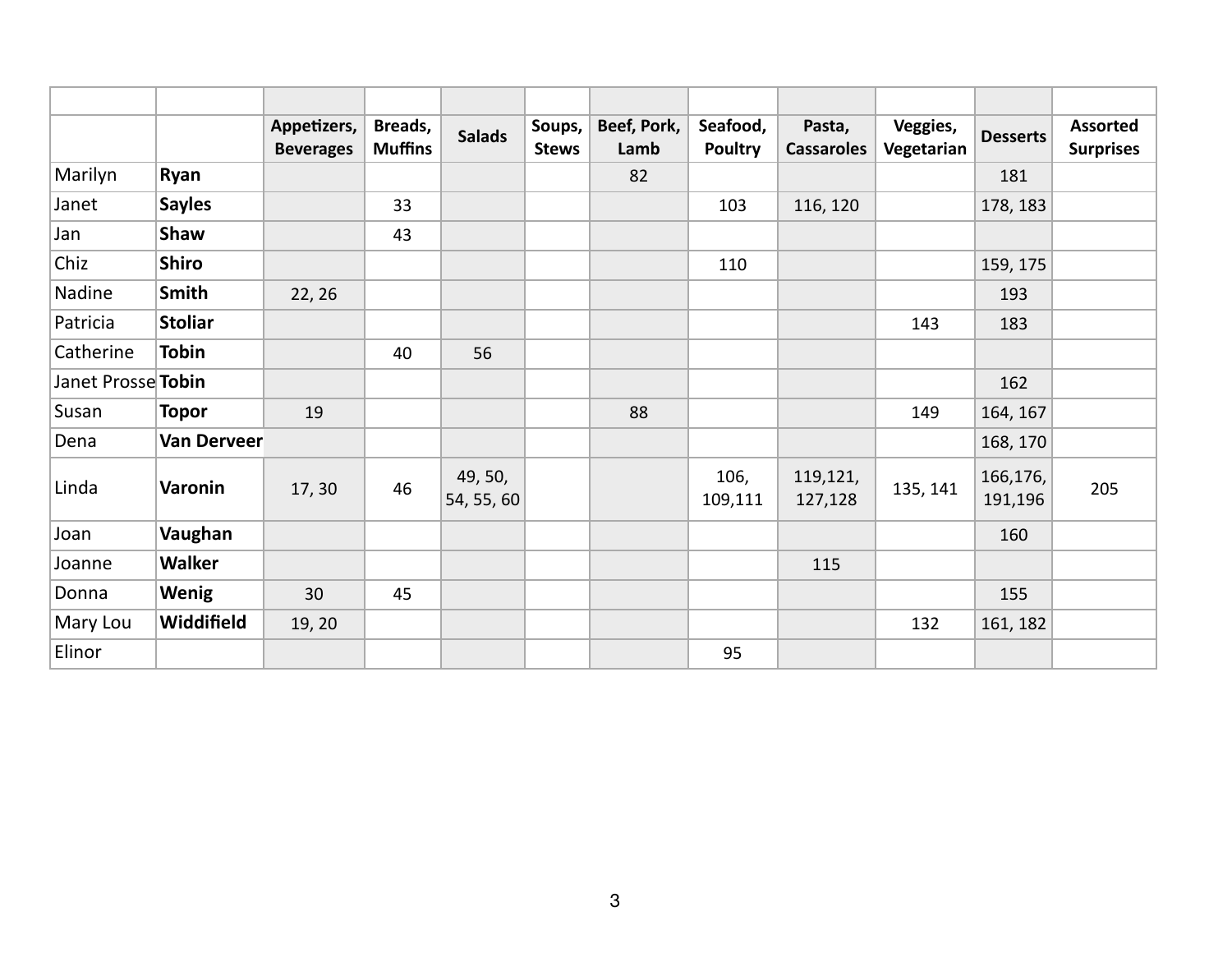| | | Appetizers, Beverages | Breads, Muffins | Salads | Soups, Stews | Beef, Pork, Lamb | Seafood, Poultry | Pasta, Cassaroles | Veggies, Vegetarian | Desserts | Assorted Surprises |
|---|---|---|---|---|---|---|---|---|---|---|---|
| Marilyn | **Ryan** | | | | | 82 | | | | 181 | |
| Janet | **Sayles** | | 33 | | | | 103 | 116, 120 | | 178, 183 | |
| Jan | **Shaw** | | 43 | | | | | | | | |
| Chiz | **Shiro** | | | | | | 110 | | | 159, 175 | |
| Nadine | **Smith** | 22, 26 | | | | | | | | 193 | |
| Patricia | **Stoliar** | | | | | | | | 143 | 183 | |
| Catherine | **Tobin** | | 40 | 56 | | | | | | | |
| Janet Prosse | **Tobin** | | | | | | | | | 162 | |
| Susan | **Topor** | 19 | | | | 88 | | | 149 | 164, 167 | |
| Dena | **Van Derveer** | | | | | | | | | 168, 170 | |
| Linda | **Varonin** | 17, 30 | 46 | 49, 50, 54, 55, 60 | | | 106, 109,111 | 119,121, 127,128 | 135, 141 | 166,176, 191,196 | 205 |
| Joan | **Vaughan** | | | | | | | | | 160 | |
| Joanne | **Walker** | | | | | | | 115 | | | |
| Donna | **Wenig** | 30 | 45 | | | | | | | 155 | |
| Mary Lou | **Widdifield** | 19, 20 | | | | | | | 132 | 161, 182 | |
| Elinor | | | | | | | 95 | | | | |